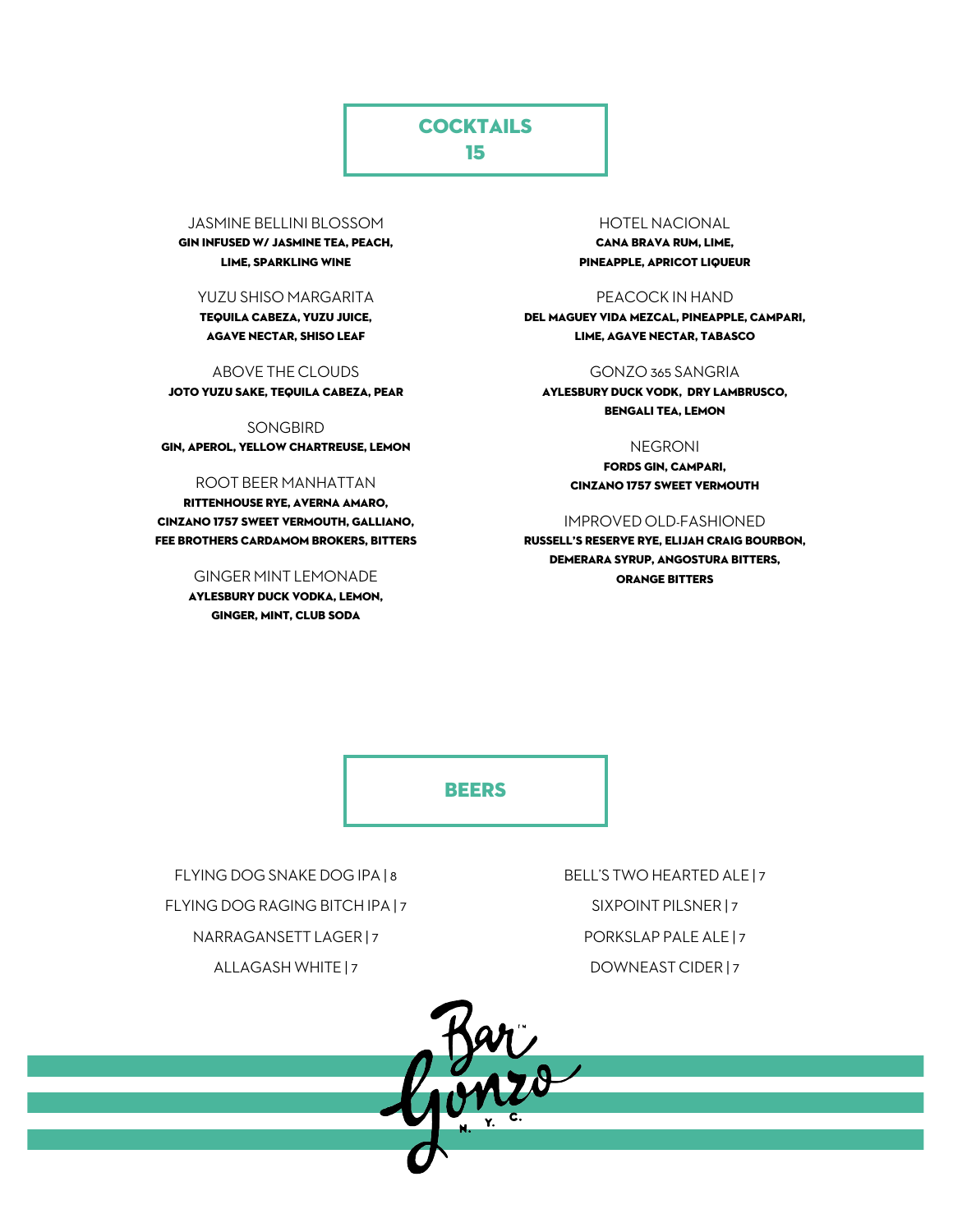## COCKTAILS
## 15

JASMINE BELLINI BLOSSOM
**GIN INFUSED W/ JASMINE TEA, PEACH, LIME, SPARKLING WINE**

YUZU SHISO MARGARITA
**TEQUILA CABEZA, YUZU JUICE, AGAVE NECTAR, SHISO LEAF**

ABOVE THE CLOUDS
**JOTO YUZU SAKE, TEQUILA CABEZA, PEAR**

SONGBIRD
**GIN, APEROL, YELLOW CHARTREUSE, LEMON**

ROOT BEER MANHATTAN
**RITTENHOUSE RYE, AVERNA AMARO, CINZANO 1757 SWEET VERMOUTH, GALLIANO, FEE BROTHERS CARDAMOM BROKERS, BITTERS**

GINGER MINT LEMONADE
**AYLESBURY DUCK VODKA, LEMON, GINGER, MINT, CLUB SODA**

HOTEL NACIONAL
**CANA BRAVA RUM, LIME, PINEAPPLE, APRICOT LIQUEUR**

PEACOCK IN HAND
**DEL MAGUEY VIDA MEZCAL, PINEAPPLE, CAMPARI, LIME, AGAVE NECTAR, TABASCO**

GONZO 365 SANGRIA
**AYLESBURY DUCK VODK, DRY LAMBRUSCO, BENGALI TEA, LEMON**

NEGRONI
**FORDS GIN, CAMPARI, CINZANO 1757 SWEET VERMOUTH**

IMPROVED OLD-FASHIONED
**RUSSELL'S RESERVE RYE, ELIJAH CRAIG BOURBON, DEMERARA SYRUP, ANGOSTURA BITTERS, ORANGE BITTERS**

## BEERS

FLYING DOG SNAKE DOG IPA | 8

FLYING DOG RAGING BITCH IPA | 7

NARRAGANSETT LAGER | 7

ALLAGASH WHITE | 7

BELL'S TWO HEARTED ALE | 7

SIXPOINT PILSNER | 7

PORKSLAP PALE ALE | 7

DOWNEAST CIDER | 7

Bar Gonzo N.Y.C.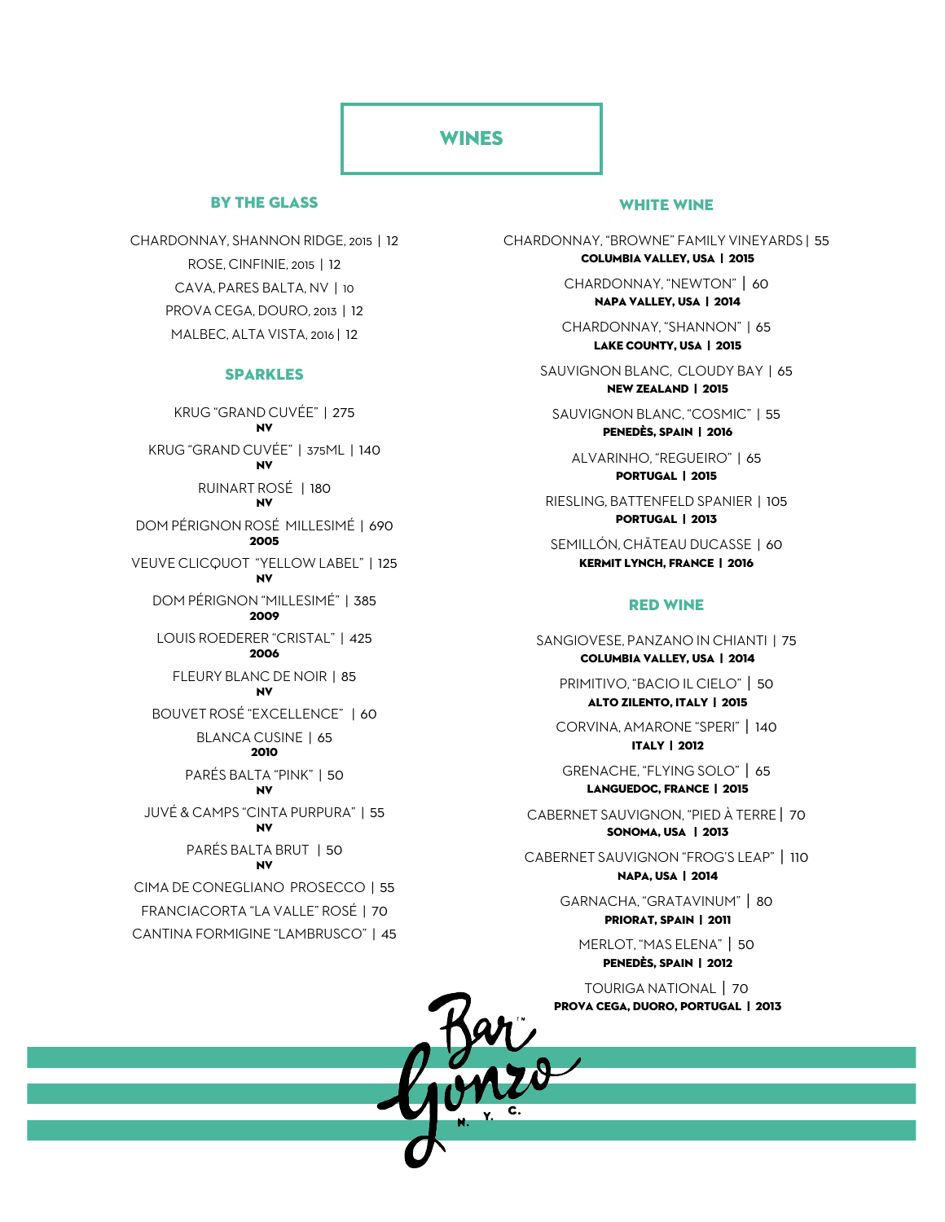# WINES

## BY THE GLASS

CHARDONNAY, SHANNON RIDGE, 2015 | 12

ROSE, CINFINIE, 2015 | 12

CAVA, PARES BALTA, NV | 10

PROVA CEGA, DOURO, 2013 | 12

MALBEC, ALTA VISTA, 2016 | 12

## SPARKLES

KRUG "GRAND CUVÉE" | 275
**NV**

KRUG "GRAND CUVÉE" | 375ML | 140
**NV**

RUINART ROSÉ | 180
**NV**

DOM PÉRIGNON ROSÉ MILLESIMÉ | 690
**2005**

VEUVE CLICQUOT "YELLOW LABEL" | 125
**NV**

DOM PÉRIGNON "MILLESIMÉ" | 385
**2009**

LOUIS ROEDERER "CRISTAL" | 425
**2006**

FLEURY BLANC DE NOIR | 85
**NV**

BOUVET ROSÉ "EXCELLENCE" | 60

BLANCA CUSINE | 65
**2010**

PARÉS BALTA "PINK" | 50
**NV**

JUVÉ & CAMPS "CINTA PURPURA" | 55
**NV**

PARÉS BALTA BRUT | 50
**NV**

CIMA DE CONEGLIANO PROSECCO | 55

FRANCIACORTA "LA VALLE" ROSÉ | 70

CANTINA FORMIGINE "LAMBRUSCO" | 45

## WHITE WINE

CHARDONNAY, "BROWNE" FAMILY VINEYARDS | 55
**COLUMBIA VALLEY, USA | 2015**

CHARDONNAY, "NEWTON" | 60
**NAPA VALLEY, USA | 2014**

CHARDONNAY, "SHANNON" | 65
**LAKE COUNTY, USA | 2015**

SAUVIGNON BLANC, CLOUDY BAY | 65
**NEW ZEALAND | 2015**

SAUVIGNON BLANC, "COSMIC" | 55
**PENEDÈS, SPAIN | 2016**

ALVARINHO, "REGUEIRO" | 65
**PORTUGAL | 2015**

RIESLING, BATTENFELD SPANIER | 105
**PORTUGAL | 2013**

SEMILLÓN, CHÂTEAU DUCASSE | 60
**KERMIT LYNCH, FRANCE | 2016**

## RED WINE

SANGIOVESE, PANZANO IN CHIANTI | 75
**COLUMBIA VALLEY, USA | 2014**

PRIMITIVO, "BACIO IL CIELO" | 50
**ALTO ZILENTO, ITALY | 2015**

CORVINA, AMARONE "SPERI" | 140
**ITALY | 2012**

GRENACHE, "FLYING SOLO" | 65
**LANGUEDOC, FRANCE | 2015**

CABERNET SAUVIGNON, "PIED À TERRE" | 70
**SONOMA, USA | 2013**

CABERNET SAUVIGNON "FROG'S LEAP" | 110
**NAPA, USA | 2014**

GARNACHA, "GRATAVINUM" | 80
**PRIORAT, SPAIN | 2011**

MERLOT, "MAS ELENA" | 50
**PENEDÈS, SPAIN | 2012**

TOURIGA NATIONAL | 70
**PROVA CEGA, DUORO, PORTUGAL | 2013**

Bar Gonzo N.Y.C.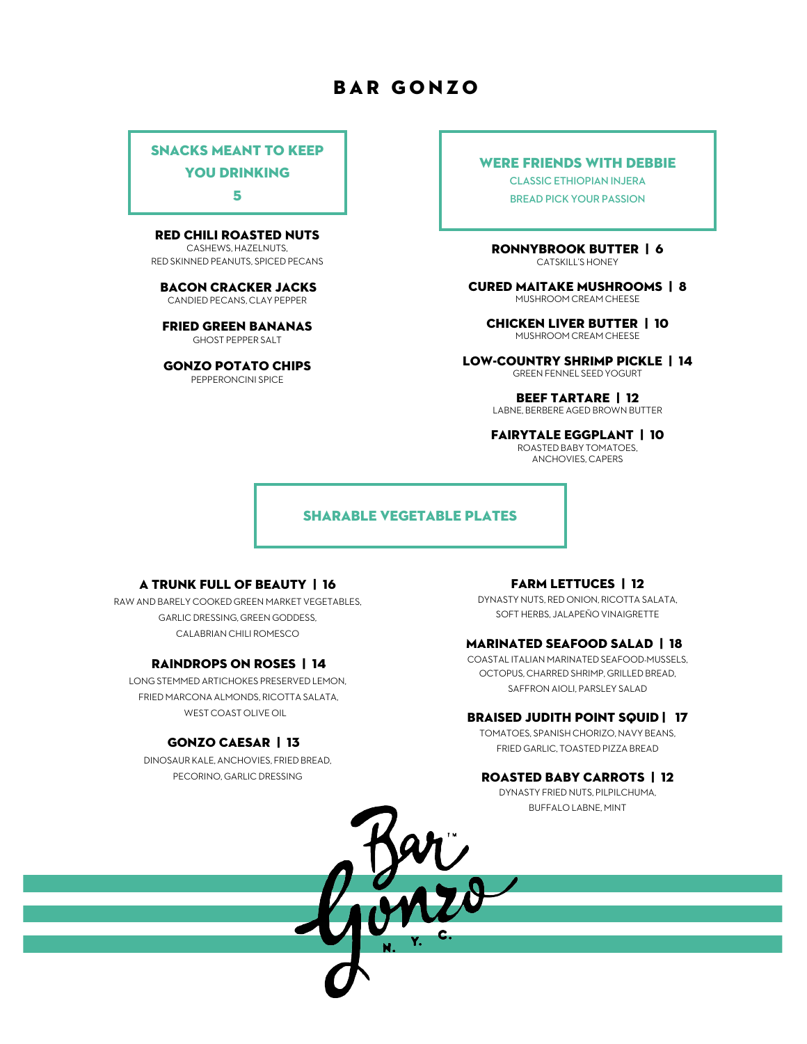# BAR GONZO

## SNACKS MEANT TO KEEP YOU DRINKING

**5**

**RED CHILI ROASTED NUTS**
CASHEWS, HAZELNUTS,
RED SKINNED PEANUTS, SPICED PECANS

**BACON CRACKER JACKS**
CANDIED PECANS, CLAY PEPPER

**FRIED GREEN BANANAS**
GHOST PEPPER SALT

**GONZO POTATO CHIPS**
PEPPERONCINI SPICE

## WERE FRIENDS WITH DEBBIE

CLASSIC ETHIOPIAN INJERA
BREAD PICK YOUR PASSION

**RONNYBROOK BUTTER | 6**
CATSKILL'S HONEY

**CURED MAITAKE MUSHROOMS | 8**
MUSHROOM CREAM CHEESE

**CHICKEN LIVER BUTTER | 10**
MUSHROOM CREAM CHEESE

**LOW-COUNTRY SHRIMP PICKLE | 14**
GREEN FENNEL SEED YOGURT

**BEEF TARTARE | 12**
LABNE, BERBERE AGED BROWN BUTTER

**FAIRYTALE EGGPLANT | 10**
ROASTED BABY TOMATOES,
ANCHOVIES, CAPERS

## SHARABLE VEGETABLE PLATES

**A TRUNK FULL OF BEAUTY | 16**
RAW AND BARELY COOKED GREEN MARKET VEGETABLES,
GARLIC DRESSING, GREEN GODDESS,
CALABRIAN CHILI ROMESCO

**RAINDROPS ON ROSES | 14**
LONG STEMMED ARTICHOKES PRESERVED LEMON,
FRIED MARCONA ALMONDS, RICOTTA SALATA,
WEST COAST OLIVE OIL

**GONZO CAESAR | 13**
DINOSAUR KALE, ANCHOVIES, FRIED BREAD,
PECORINO, GARLIC DRESSING

**FARM LETTUCES | 12**
DYNASTY NUTS, RED ONION, RICOTTA SALATA,
SOFT HERBS, JALAPEÑO VINAIGRETTE

**MARINATED SEAFOOD SALAD | 18**
COASTAL ITALIAN MARINATED SEAFOOD-MUSSELS,
OCTOPUS, CHARRED SHRIMP, GRILLED BREAD,
SAFFRON AIOLI, PARSLEY SALAD

**BRAISED JUDITH POINT SQUID | 17**
TOMATOES, SPANISH CHORIZO, NAVY BEANS,
FRIED GARLIC, TOASTED PIZZA BREAD

**ROASTED BABY CARROTS | 12**
DYNASTY FRIED NUTS, PILPILCHUMA,
BUFFALO LABNE, MINT

Bar Gonzo™ N.Y.C.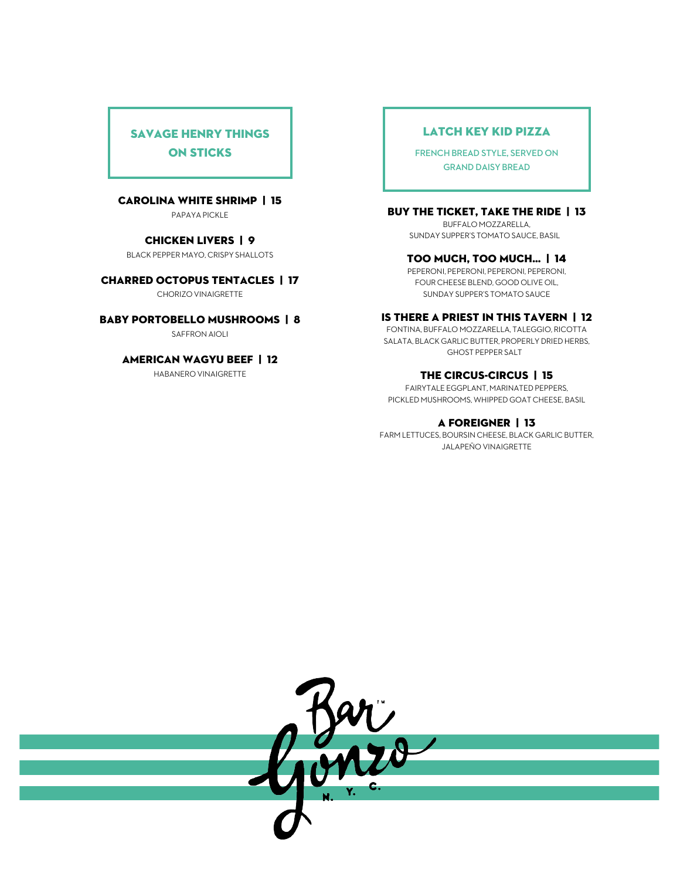## SAVAGE HENRY THINGS ON STICKS

**CAROLINA WHITE SHRIMP | 15**
PAPAYA PICKLE

**CHICKEN LIVERS | 9**
BLACK PEPPER MAYO, CRISPY SHALLOTS

**CHARRED OCTOPUS TENTACLES | 17**
CHORIZO VINAIGRETTE

**BABY PORTOBELLO MUSHROOMS | 8**
SAFFRON AIOLI

**AMERICAN WAGYU BEEF | 12**
HABANERO VINAIGRETTE

## LATCH KEY KID PIZZA

FRENCH BREAD STYLE, SERVED ON GRAND DAISY BREAD

**BUY THE TICKET, TAKE THE RIDE | 13**
BUFFALO MOZZARELLA, SUNDAY SUPPER'S TOMATO SAUCE, BASIL

**TOO MUCH, TOO MUCH... | 14**
PEPERONI, PEPERONI, PEPERONI, PEPERONI, FOUR CHEESE BLEND, GOOD OLIVE OIL, SUNDAY SUPPER'S TOMATO SAUCE

**IS THERE A PRIEST IN THIS TAVERN | 12**
FONTINA, BUFFALO MOZZARELLA, TALEGGIO, RICOTTA SALATA, BLACK GARLIC BUTTER, PROPERLY DRIED HERBS, GHOST PEPPER SALT

**THE CIRCUS-CIRCUS | 15**
FAIRYTALE EGGPLANT, MARINATED PEPPERS, PICKLED MUSHROOMS, WHIPPED GOAT CHEESE, BASIL

**A FOREIGNER | 13**
FARM LETTUCES, BOURSIN CHEESE, BLACK GARLIC BUTTER, JALAPEÑO VINAIGRETTE

Bar Gonzo™ N.Y.C.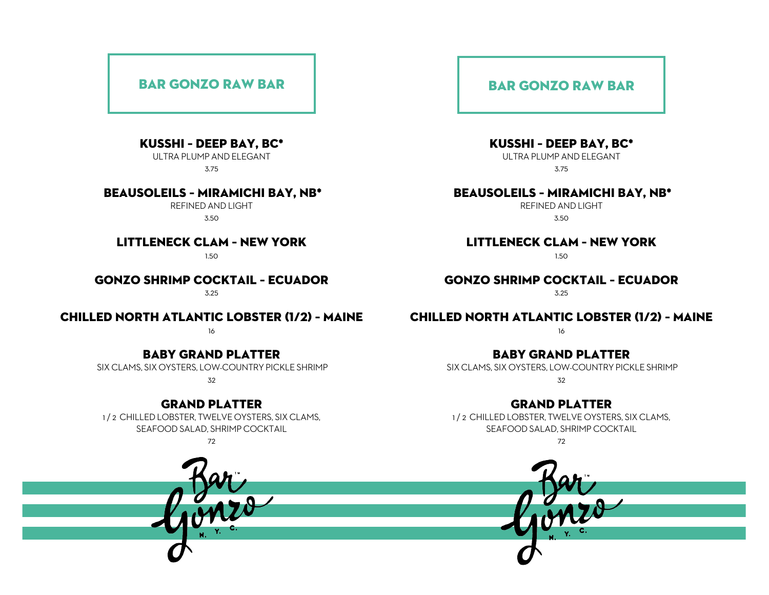# BAR GONZO RAW BAR

### KUSSHI - DEEP BAY, BC*

ULTRA PLUMP AND ELEGANT

3.75

### BEAUSOLEILS - MIRAMICHI BAY, NB*

REFINED AND LIGHT

3.50

### LITTLENECK CLAM - NEW YORK

1.50

### GONZO SHRIMP COCKTAIL - ECUADOR

3.25

### CHILLED NORTH ATLANTIC LOBSTER (1/2) - MAINE

16

### BABY GRAND PLATTER

SIX CLAMS, SIX OYSTERS, LOW-COUNTRY PICKLE SHRIMP

32

### GRAND PLATTER

1 / 2 CHILLED LOBSTER, TWELVE OYSTERS, SIX CLAMS, SEAFOOD SALAD, SHRIMP COCKTAIL

72

Bar Gonzo™ N. Y. C.

# BAR GONZO RAW BAR

### KUSSHI - DEEP BAY, BC*

ULTRA PLUMP AND ELEGANT

3.75

### BEAUSOLEILS - MIRAMICHI BAY, NB*

REFINED AND LIGHT

3.50

### LITTLENECK CLAM - NEW YORK

1.50

### GONZO SHRIMP COCKTAIL - ECUADOR

3.25

### CHILLED NORTH ATLANTIC LOBSTER (1/2) - MAINE

16

### BABY GRAND PLATTER

SIX CLAMS, SIX OYSTERS, LOW-COUNTRY PICKLE SHRIMP

32

### GRAND PLATTER

1 / 2 CHILLED LOBSTER, TWELVE OYSTERS, SIX CLAMS, SEAFOOD SALAD, SHRIMP COCKTAIL

72

Bar Gonzo™ N. Y. C.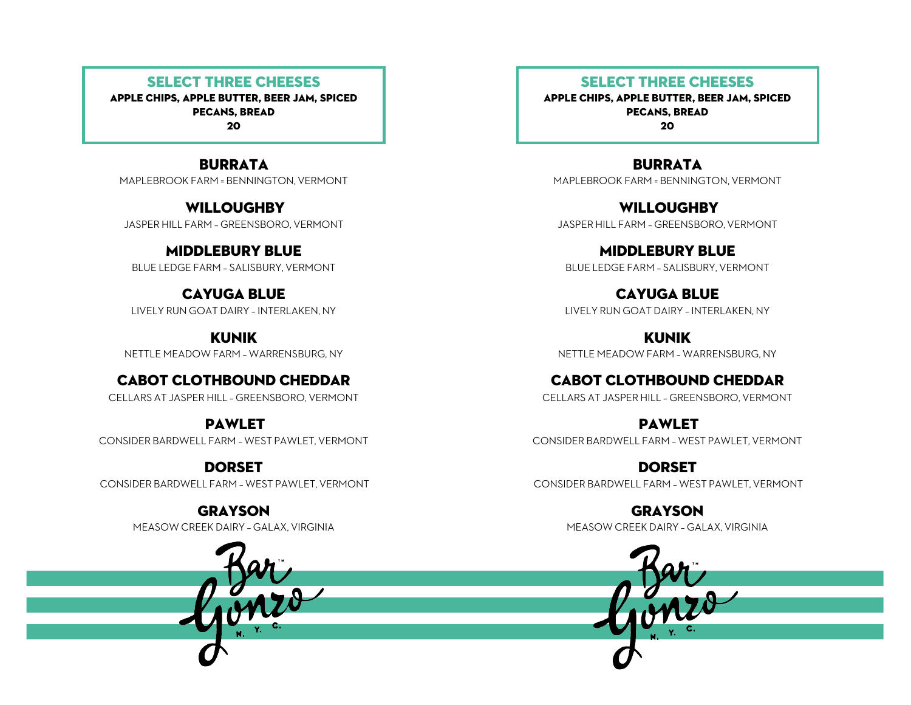## SELECT THREE CHEESES

**APPLE CHIPS, APPLE BUTTER, BEER JAM, SPICED PECANS, BREAD**

**20**

### BURRATA
MAPLEBROOK FARM = BENNINGTON, VERMONT

### WILLOUGHBY
JASPER HILL FARM – GREENSBORO, VERMONT

### MIDDLEBURY BLUE
BLUE LEDGE FARM – SALISBURY, VERMONT

### CAYUGA BLUE
LIVELY RUN GOAT DAIRY – INTERLAKEN, NY

### KUNIK
NETTLE MEADOW FARM – WARRENSBURG, NY

### CABOT CLOTHBOUND CHEDDAR
CELLARS AT JASPER HILL – GREENSBORO, VERMONT

### PAWLET
CONSIDER BARDWELL FARM – WEST PAWLET, VERMONT

### DORSET
CONSIDER BARDWELL FARM – WEST PAWLET, VERMONT

### GRAYSON
MEASOW CREEK DAIRY – GALAX, VIRGINIA

Bar Gonzo™ N. Y. C.

## SELECT THREE CHEESES

**APPLE CHIPS, APPLE BUTTER, BEER JAM, SPICED PECANS, BREAD**

**20**

### BURRATA
MAPLEBROOK FARM = BENNINGTON, VERMONT

### WILLOUGHBY
JASPER HILL FARM – GREENSBORO, VERMONT

### MIDDLEBURY BLUE
BLUE LEDGE FARM – SALISBURY, VERMONT

### CAYUGA BLUE
LIVELY RUN GOAT DAIRY – INTERLAKEN, NY

### KUNIK
NETTLE MEADOW FARM – WARRENSBURG, NY

### CABOT CLOTHBOUND CHEDDAR
CELLARS AT JASPER HILL – GREENSBORO, VERMONT

### PAWLET
CONSIDER BARDWELL FARM – WEST PAWLET, VERMONT

### DORSET
CONSIDER BARDWELL FARM – WEST PAWLET, VERMONT

### GRAYSON
MEASOW CREEK DAIRY – GALAX, VIRGINIA

Bar Gonzo™ N. Y. C.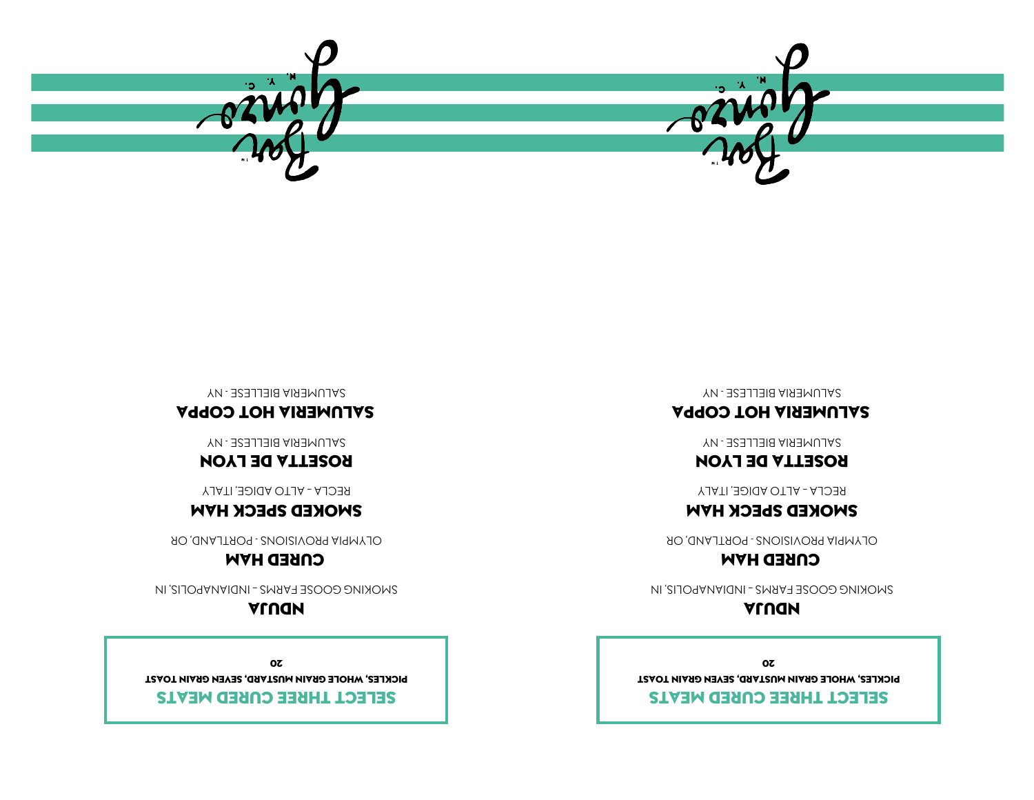## SELECT THREE CURED MEATS

**PICKLES, WHOLE GRAIN MUSTARD, SEVEN GRAIN TOAST**

**20**

**NDUJA**
SMOKING GOOSE FARMS - INDIANAPOLIS, IN

**CURED HAM**
OLYMPIA PROVISIONS - PORTLAND, OR

**SMOKED SPECK HAM**
RECLA - ALTO ADIGE, ITALY

**ROSETTA DE LYON**
SALUMERIA BIELLESE - NY

**SALUMERIA HOT COPPA**
SALUMERIA BIELLESE - NY

Bar Gonzo™
N. Y. C.

## SELECT THREE CURED MEATS

**PICKLES, WHOLE GRAIN MUSTARD, SEVEN GRAIN TOAST**

**20**

**NDUJA**
SMOKING GOOSE FARMS - INDIANAPOLIS, IN

**CURED HAM**
OLYMPIA PROVISIONS - PORTLAND, OR

**SMOKED SPECK HAM**
RECLA - ALTO ADIGE, ITALY

**ROSETTA DE LYON**
SALUMERIA BIELLESE - NY

**SALUMERIA HOT COPPA**
SALUMERIA BIELLESE - NY

Bar Gonzo™
N. Y. C.